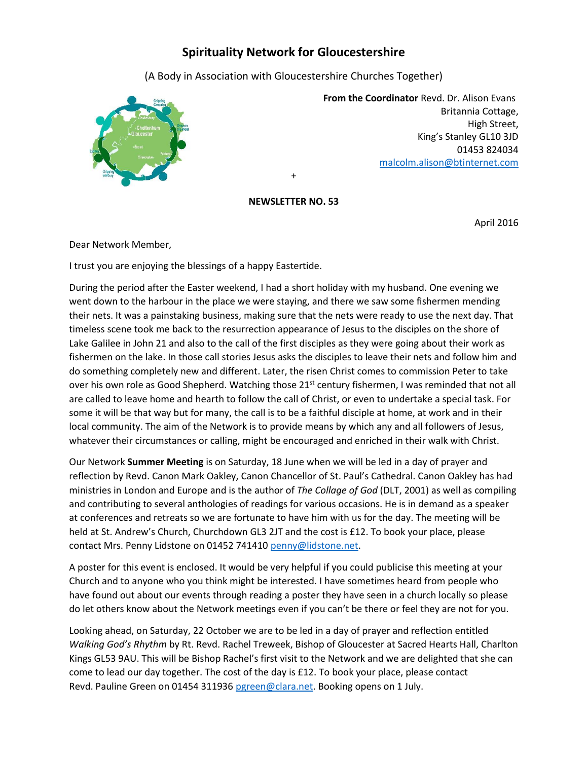# Spirituality Network for Gloucestershire

(A Body in Association with Gloucestershire Churches Together)

**From the Coordinator** Revd. Dr. Alison Evans
Britannia Cottage,
High Street,
King's Stanley GL10 3JD
01453 824034
malcolm.alison@btinternet.com

+

**NEWSLETTER NO. 53**

April 2016

Dear Network Member,

I trust you are enjoying the blessings of a happy Eastertide.

During the period after the Easter weekend, I had a short holiday with my husband. One evening we went down to the harbour in the place we were staying, and there we saw some fishermen mending their nets. It was a painstaking business, making sure that the nets were ready to use the next day. That timeless scene took me back to the resurrection appearance of Jesus to the disciples on the shore of Lake Galilee in John 21 and also to the call of the first disciples as they were going about their work as fishermen on the lake. In those call stories Jesus asks the disciples to leave their nets and follow him and do something completely new and different. Later, the risen Christ comes to commission Peter to take over his own role as Good Shepherd. Watching those 21st century fishermen, I was reminded that not all are called to leave home and hearth to follow the call of Christ, or even to undertake a special task. For some it will be that way but for many, the call is to be a faithful disciple at home, at work and in their local community. The aim of the Network is to provide means by which any and all followers of Jesus, whatever their circumstances or calling, might be encouraged and enriched in their walk with Christ.

Our Network **Summer Meeting** is on Saturday, 18 June when we will be led in a day of prayer and reflection by Revd. Canon Mark Oakley, Canon Chancellor of St. Paul's Cathedral. Canon Oakley has had ministries in London and Europe and is the author of *The Collage of God* (DLT, 2001) as well as compiling and contributing to several anthologies of readings for various occasions. He is in demand as a speaker at conferences and retreats so we are fortunate to have him with us for the day. The meeting will be held at St. Andrew's Church, Churchdown GL3 2JT and the cost is £12. To book your place, please contact Mrs. Penny Lidstone on 01452 741410 penny@lidstone.net.

A poster for this event is enclosed. It would be very helpful if you could publicise this meeting at your Church and to anyone who you think might be interested. I have sometimes heard from people who have found out about our events through reading a poster they have seen in a church locally so please do let others know about the Network meetings even if you can't be there or feel they are not for you.

Looking ahead, on Saturday, 22 October we are to be led in a day of prayer and reflection entitled *Walking God's Rhythm* by Rt. Revd. Rachel Treweek, Bishop of Gloucester at Sacred Hearts Hall, Charlton Kings GL53 9AU. This will be Bishop Rachel's first visit to the Network and we are delighted that she can come to lead our day together. The cost of the day is £12. To book your place, please contact Revd. Pauline Green on 01454 311936 pgreen@clara.net. Booking opens on 1 July.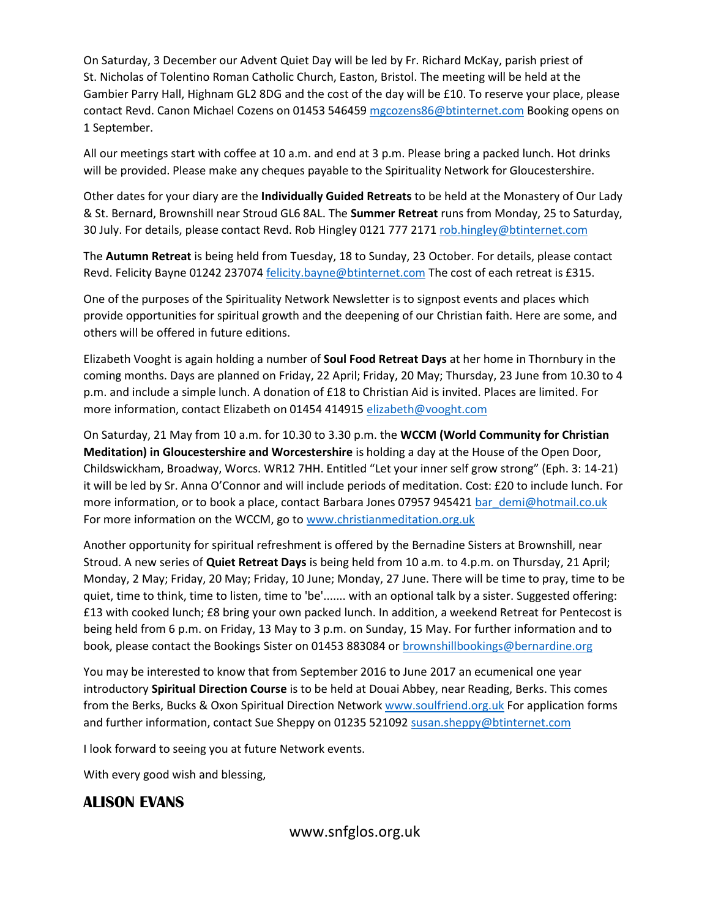On Saturday, 3 December our Advent Quiet Day will be led by Fr. Richard McKay, parish priest of St. Nicholas of Tolentino Roman Catholic Church, Easton, Bristol. The meeting will be held at the Gambier Parry Hall, Highnam GL2 8DG and the cost of the day will be £10. To reserve your place, please contact Revd. Canon Michael Cozens on 01453 546459 mgcozens86@btinternet.com Booking opens on 1 September.

All our meetings start with coffee at 10 a.m. and end at 3 p.m. Please bring a packed lunch. Hot drinks will be provided. Please make any cheques payable to the Spirituality Network for Gloucestershire.

Other dates for your diary are the **Individually Guided Retreats** to be held at the Monastery of Our Lady & St. Bernard, Brownshill near Stroud GL6 8AL. The **Summer Retreat** runs from Monday, 25 to Saturday, 30 July. For details, please contact Revd. Rob Hingley 0121 777 2171 rob.hingley@btinternet.com

The **Autumn Retreat** is being held from Tuesday, 18 to Sunday, 23 October. For details, please contact Revd. Felicity Bayne 01242 237074 felicity.bayne@btinternet.com The cost of each retreat is £315.

One of the purposes of the Spirituality Network Newsletter is to signpost events and places which provide opportunities for spiritual growth and the deepening of our Christian faith. Here are some, and others will be offered in future editions.

Elizabeth Vooght is again holding a number of **Soul Food Retreat Days** at her home in Thornbury in the coming months. Days are planned on Friday, 22 April; Friday, 20 May; Thursday, 23 June from 10.30 to 4 p.m. and include a simple lunch. A donation of £18 to Christian Aid is invited. Places are limited. For more information, contact Elizabeth on 01454 414915 elizabeth@vooght.com

On Saturday, 21 May from 10 a.m. for 10.30 to 3.30 p.m. the **WCCM (World Community for Christian Meditation) in Gloucestershire and Worcestershire** is holding a day at the House of the Open Door, Childswickham, Broadway, Worcs. WR12 7HH. Entitled "Let your inner self grow strong" (Eph. 3: 14-21) it will be led by Sr. Anna O'Connor and will include periods of meditation. Cost: £20 to include lunch. For more information, or to book a place, contact Barbara Jones 07957 945421 bar_demi@hotmail.co.uk For more information on the WCCM, go to www.christianmeditation.org.uk

Another opportunity for spiritual refreshment is offered by the Bernadine Sisters at Brownshill, near Stroud. A new series of **Quiet Retreat Days** is being held from 10 a.m. to 4.p.m. on Thursday, 21 April; Monday, 2 May; Friday, 20 May; Friday, 10 June; Monday, 27 June. There will be time to pray, time to be quiet, time to think, time to listen, time to 'be'....... with an optional talk by a sister. Suggested offering: £13 with cooked lunch; £8 bring your own packed lunch. In addition, a weekend Retreat for Pentecost is being held from 6 p.m. on Friday, 13 May to 3 p.m. on Sunday, 15 May. For further information and to book, please contact the Bookings Sister on 01453 883084 or brownshillbookings@bernardine.org

You may be interested to know that from September 2016 to June 2017 an ecumenical one year introductory **Spiritual Direction Course** is to be held at Douai Abbey, near Reading, Berks. This comes from the Berks, Bucks & Oxon Spiritual Direction Network www.soulfriend.org.uk For application forms and further information, contact Sue Sheppy on 01235 521092 susan.sheppy@btinternet.com

I look forward to seeing you at future Network events.

With every good wish and blessing,

**ALISON EVANS**

www.snfglos.org.uk